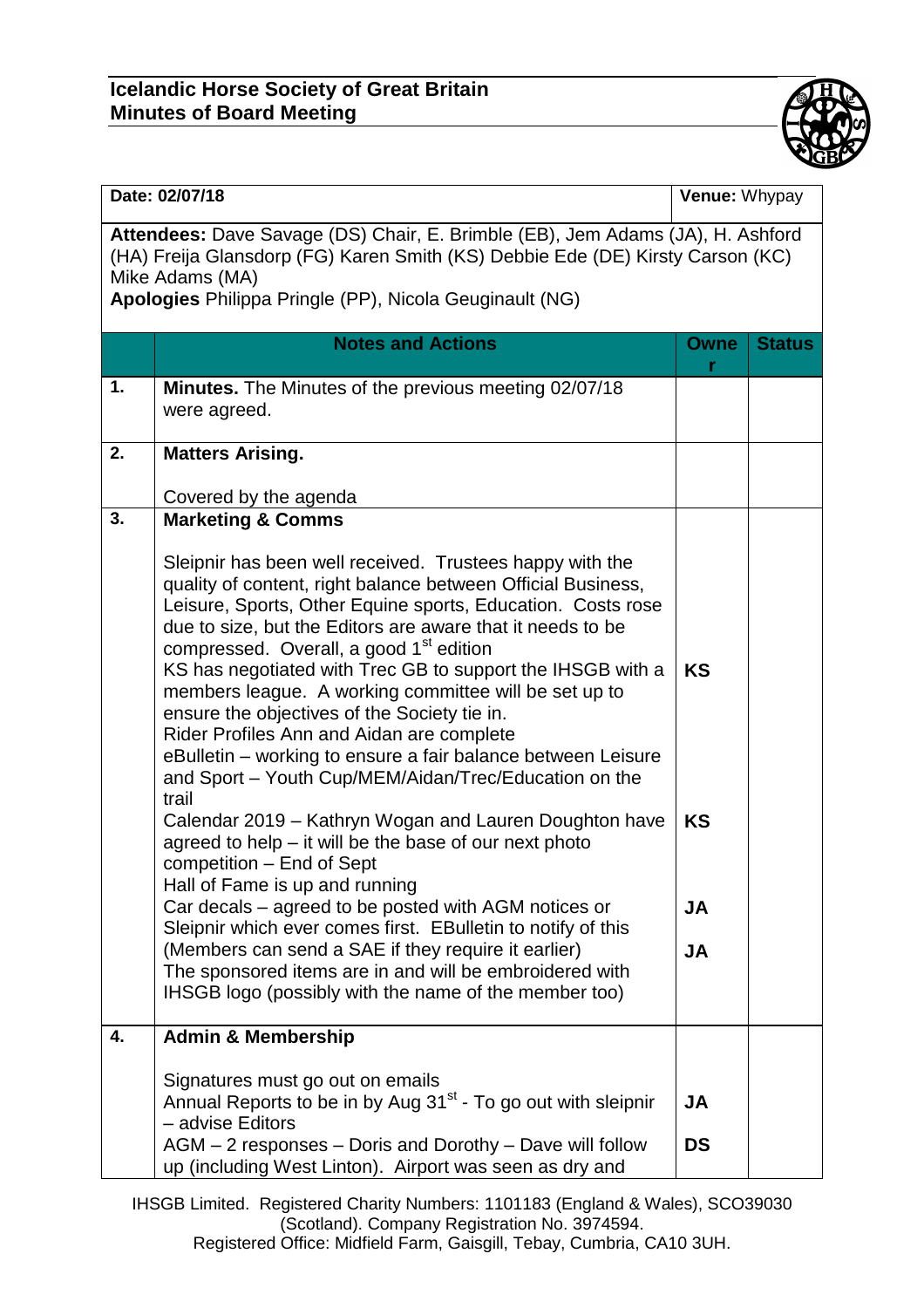## Icelandic Horse Society of Great Britain
## Minutes of Board Meeting

| Date: 02/07/18 | Venue: Whypay |
|---|---|

**Attendees:** Dave Savage (DS) Chair, E. Brimble (EB), Jem Adams (JA), H. Ashford (HA) Freija Glansdorp (FG) Karen Smith (KS) Debbie Ede (DE) Kirsty Carson (KC) Mike Adams (MA)
**Apologies** Philippa Pringle (PP), Nicola Geuginault (NG)

| | Notes and Actions | Owner | Status |
|---|---|---|---|
| 1. | **Minutes.** The Minutes of the previous meeting 02/07/18 were agreed. | | |
| 2. | **Matters Arising.**<br><br>Covered by the agenda | | |
| 3. | **Marketing & Comms** | | |
| | Sleipnir has been well received. Trustees happy with the quality of content, right balance between Official Business, Leisure, Sports, Other Equine sports, Education. Costs rose due to size, but the Editors are aware that it needs to be compressed. Overall, a good 1st edition | | |
| | KS has negotiated with Trec GB to support the IHSGB with a members league. A working committee will be set up to ensure the objectives of the Society tie in. | KS | |
| | Rider Profiles Ann and Aidan are complete | | |
| | eBulletin – working to ensure a fair balance between Leisure and Sport – Youth Cup/MEM/Aidan/Trec/Education on the trail | | |
| | Calendar 2019 – Kathryn Wogan and Lauren Doughton have agreed to help – it will be the base of our next photo competition – End of Sept | KS | |
| | Hall of Fame is up and running | | |
| | Car decals – agreed to be posted with AGM notices or Sleipnir which ever comes first. EBulletin to notify of this (Members can send a SAE if they require it earlier) | JA | |
| | The sponsored items are in and will be embroidered with IHSGB logo (possibly with the name of the member too) | JA | |
| 4. | **Admin & Membership** | | |
| | Signatures must go out on emails | | |
| | Annual Reports to be in by Aug 31st - To go out with sleipnir – advise Editors | JA | |
| | AGM – 2 responses – Doris and Dorothy – Dave will follow up (including West Linton). Airport was seen as dry and | DS | |

IHSGB Limited. Registered Charity Numbers: 1101183 (England & Wales), SCO39030 (Scotland). Company Registration No. 3974594.
Registered Office: Midfield Farm, Gaisgill, Tebay, Cumbria, CA10 3UH.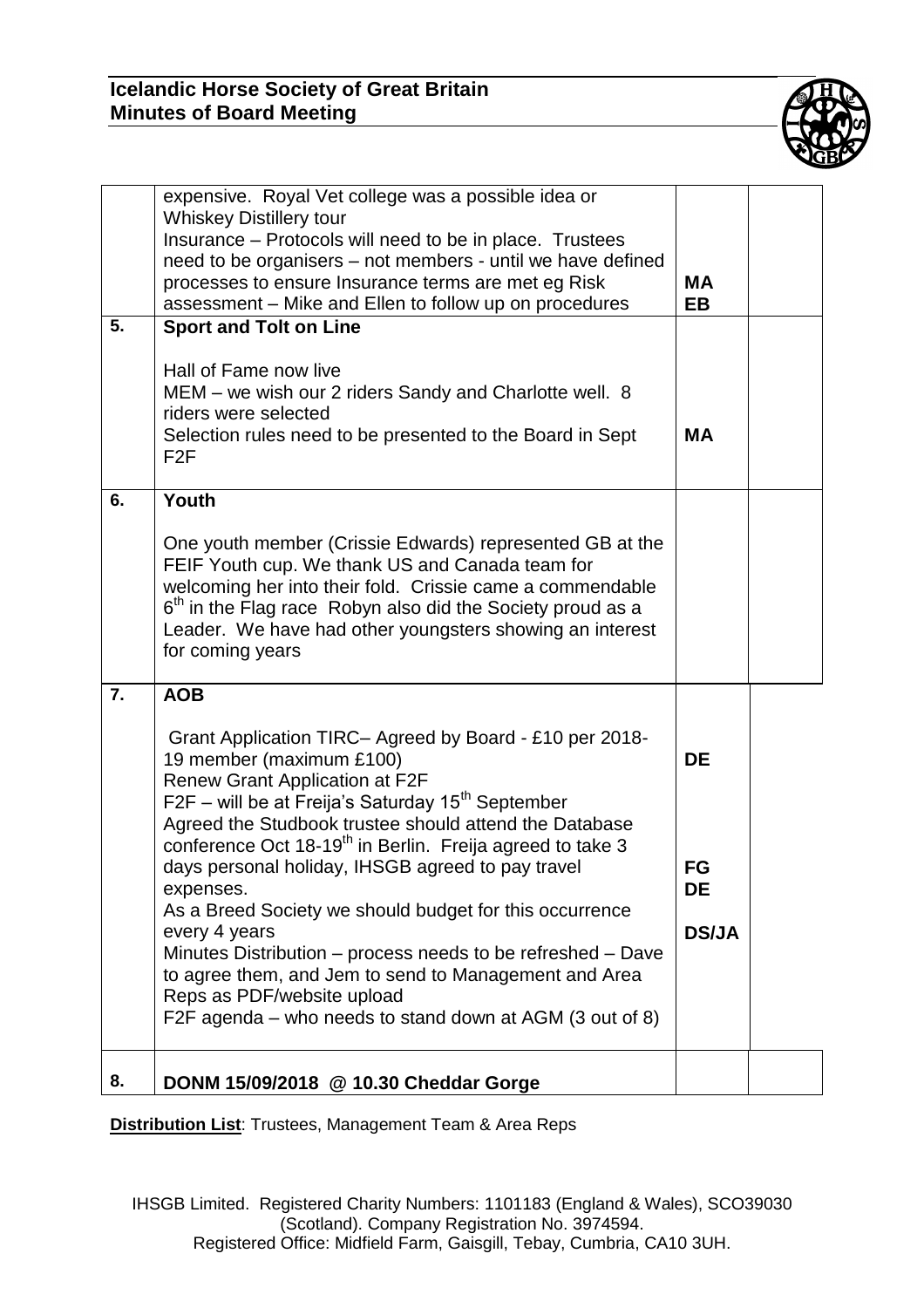| | | | |
|---|---|---|---|
| | expensive. Royal Vet college was a possible idea or Whiskey Distillery tour<br>Insurance – Protocols will need to be in place. Trustees need to be organisers – not members - until we have defined processes to ensure Insurance terms are met eg Risk assessment – Mike and Ellen to follow up on procedures | **MA**<br>**EB** | |
| **5.** | **Sport and Tolt on Line**<br><br>Hall of Fame now live<br>MEM – we wish our 2 riders Sandy and Charlotte well. 8 riders were selected<br>Selection rules need to be presented to the Board in Sept F2F | **MA** | |
| **6.** | **Youth**<br><br>One youth member (Crissie Edwards) represented GB at the FEIF Youth cup. We thank US and Canada team for welcoming her into their fold. Crissie came a commendable 6th in the Flag race Robyn also did the Society proud as a Leader. We have had other youngsters showing an interest for coming years | | |
| **7.** | **AOB**<br><br>Grant Application TIRC– Agreed by Board - £10 per 2018-19 member (maximum £100)<br>Renew Grant Application at F2F<br>F2F – will be at Freija's Saturday 15th September<br>Agreed the Studbook trustee should attend the Database conference Oct 18-19th in Berlin. Freija agreed to take 3 days personal holiday, IHSGB agreed to pay travel expenses.<br>As a Breed Society we should budget for this occurrence every 4 years<br>Minutes Distribution – process needs to be refreshed – Dave to agree them, and Jem to send to Management and Area Reps as PDF/website upload<br>F2F agenda – who needs to stand down at AGM (3 out of 8) | **DE**<br><br><br>**FG**<br>**DE**<br><br>**DS/JA** | |
| **8.** | **DONM 15/09/2018 @ 10.30 Cheddar Gorge** | | |

**Distribution List**: Trustees, Management Team & Area Reps

IHSGB Limited. Registered Charity Numbers: 1101183 (England & Wales), SCO39030 (Scotland). Company Registration No. 3974594.
Registered Office: Midfield Farm, Gaisgill, Tebay, Cumbria, CA10 3UH.